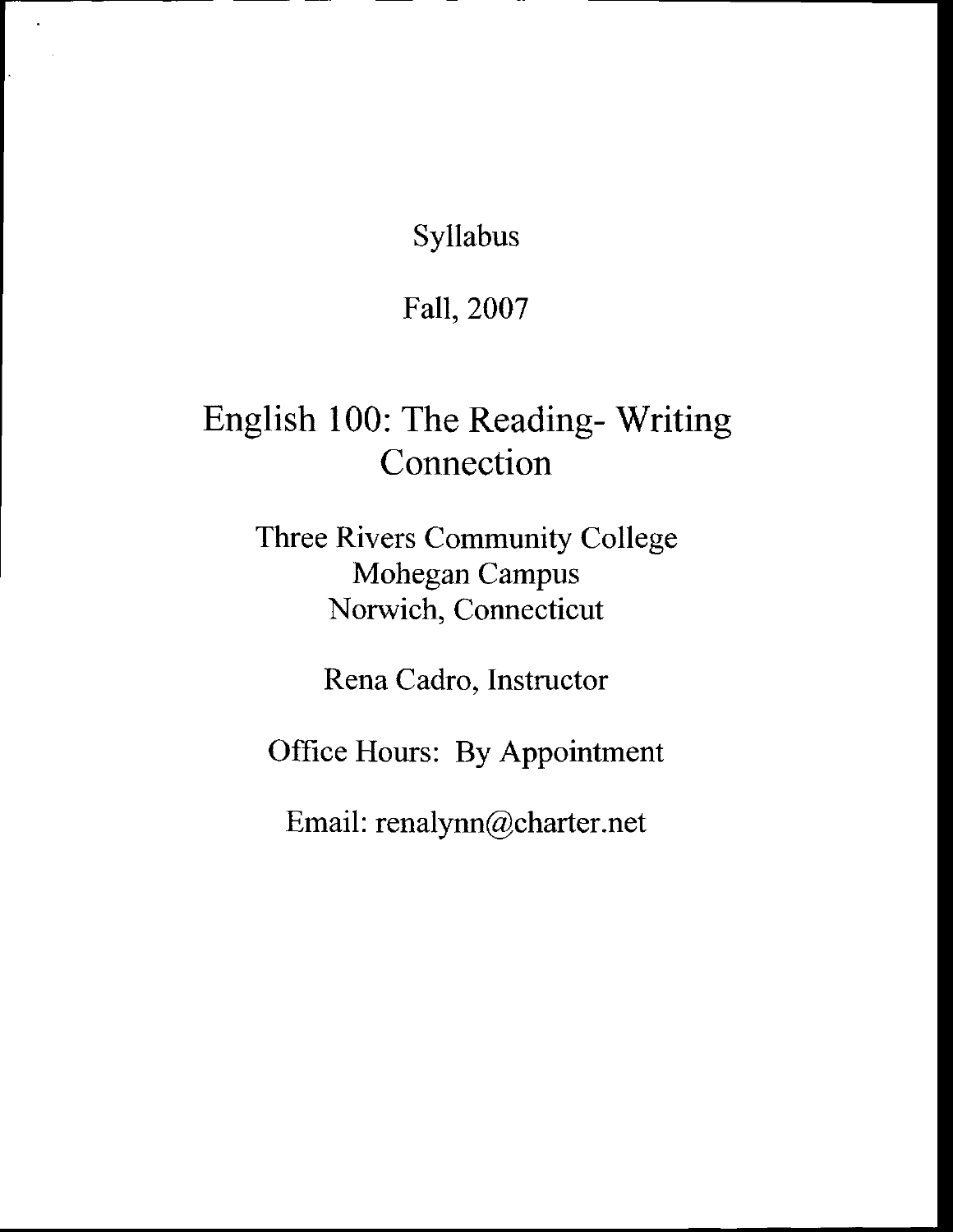Syllabus

Fall, 2007

# English 100: The Reading- Writing Connection

Three Rivers Community College
Mohegan Campus
Norwich, Connecticut

Rena Cadro, Instructor

Office Hours: By Appointment

Email: renalynn@charter.net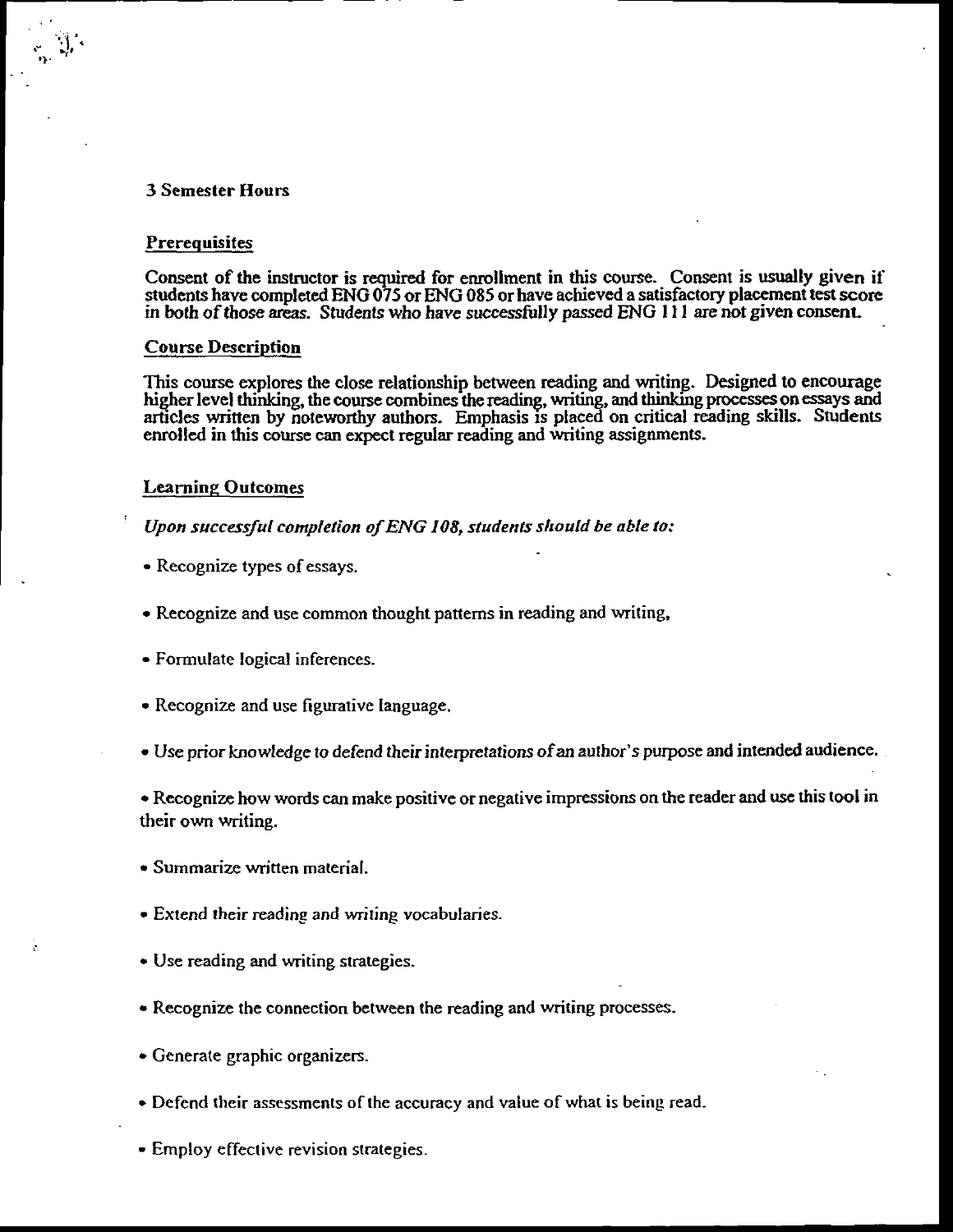3 Semester Hours

## Prerequisites

Consent of the instructor is required for enrollment in this course. Consent is usually given if students have completed ENG 075 or ENG 085 or have achieved a satisfactory placement test score in both of those areas. Students who have successfully passed ENG 111 are not given consent.

## Course Description

This course explores the close relationship between reading and writing. Designed to encourage higher level thinking, the course combines the reading, writing, and thinking processes on essays and articles written by noteworthy authors. Emphasis is placed on critical reading skills. Students enrolled in this course can expect regular reading and writing assignments.

## Learning Outcomes

*Upon successful completion of ENG 108, students should be able to:*

- Recognize types of essays.
- Recognize and use common thought patterns in reading and writing,
- Formulate logical inferences.
- Recognize and use figurative language.
- Use prior knowledge to defend their interpretations of an author's purpose and intended audience.
- Recognize how words can make positive or negative impressions on the reader and use this tool in their own writing.
- Summarize written material.
- Extend their reading and writing vocabularies.
- Use reading and writing strategies.
- Recognize the connection between the reading and writing processes.
- Generate graphic organizers.
- Defend their assessments of the accuracy and value of what is being read.
- Employ effective revision strategies.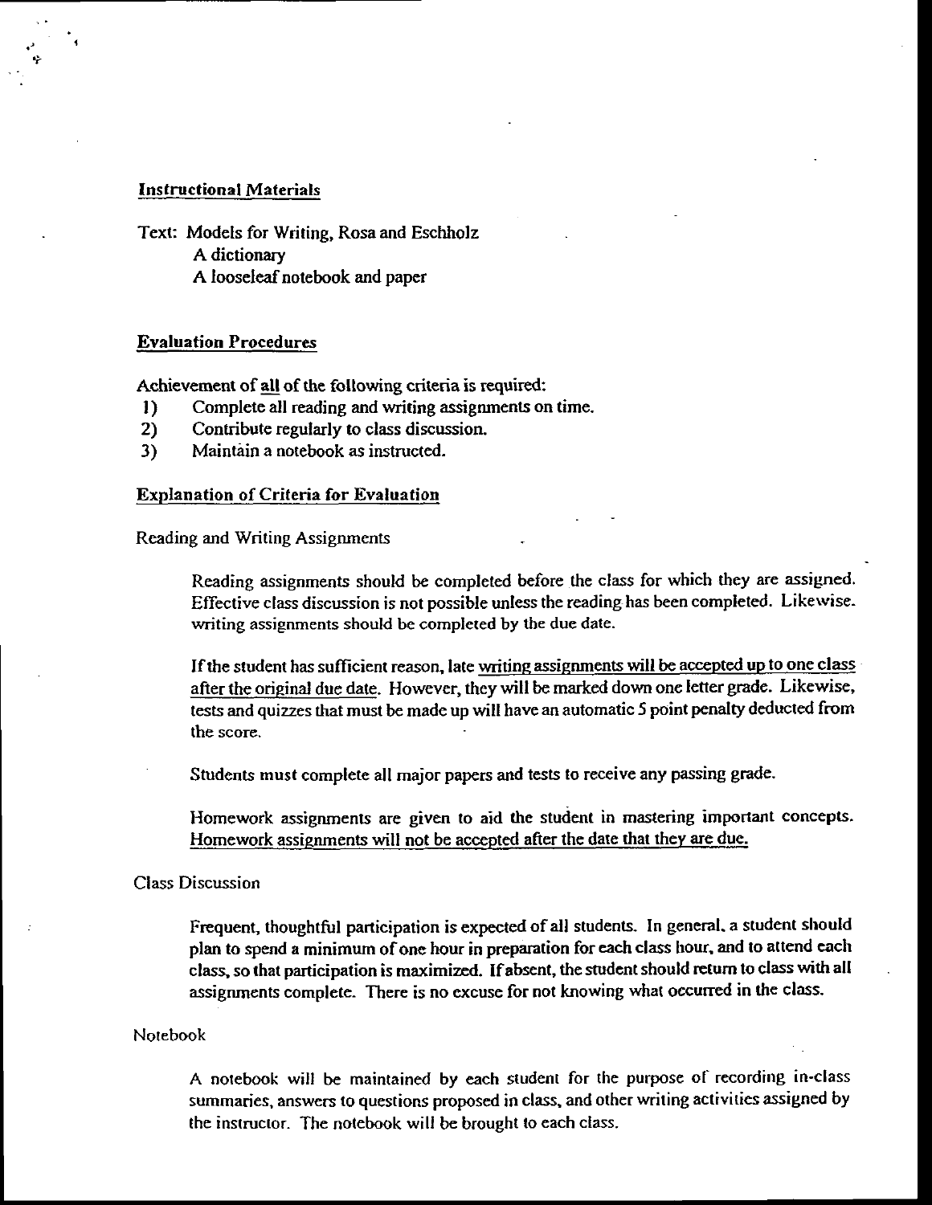**Instructional Materials**

Text: Models for Writing, Rosa and Eschholz

A dictionary

A looseleaf notebook and paper

**Evaluation Procedures**

Achievement of all of the following criteria is required:

1) Complete all reading and writing assignments on time.
2) Contribute regularly to class discussion.
3) Maintain a notebook as instructed.

**Explanation of Criteria for Evaluation**

Reading and Writing Assignments

Reading assignments should be completed before the class for which they are assigned. Effective class discussion is not possible unless the reading has been completed. Likewise. writing assignments should be completed by the due date.

If the student has sufficient reason, late writing assignments will be accepted up to one class after the original due date. However, they will be marked down one letter grade. Likewise, tests and quizzes that must be made up will have an automatic 5 point penalty deducted from the score.

Students must complete all major papers and tests to receive any passing grade.

Homework assignments are given to aid the student in mastering important concepts. Homework assignments will not be accepted after the date that they are due.

Class Discussion

Frequent, thoughtful participation is expected of all students. In general, a student should plan to spend a minimum of one hour in preparation for each class hour, and to attend each class, so that participation is maximized. If absent, the student should return to class with all assignments complete. There is no excuse for not knowing what occurred in the class.

Notebook

A notebook will be maintained by each student for the purpose of recording in-class summaries, answers to questions proposed in class, and other writing activities assigned by the instructor. The notebook will be brought to each class.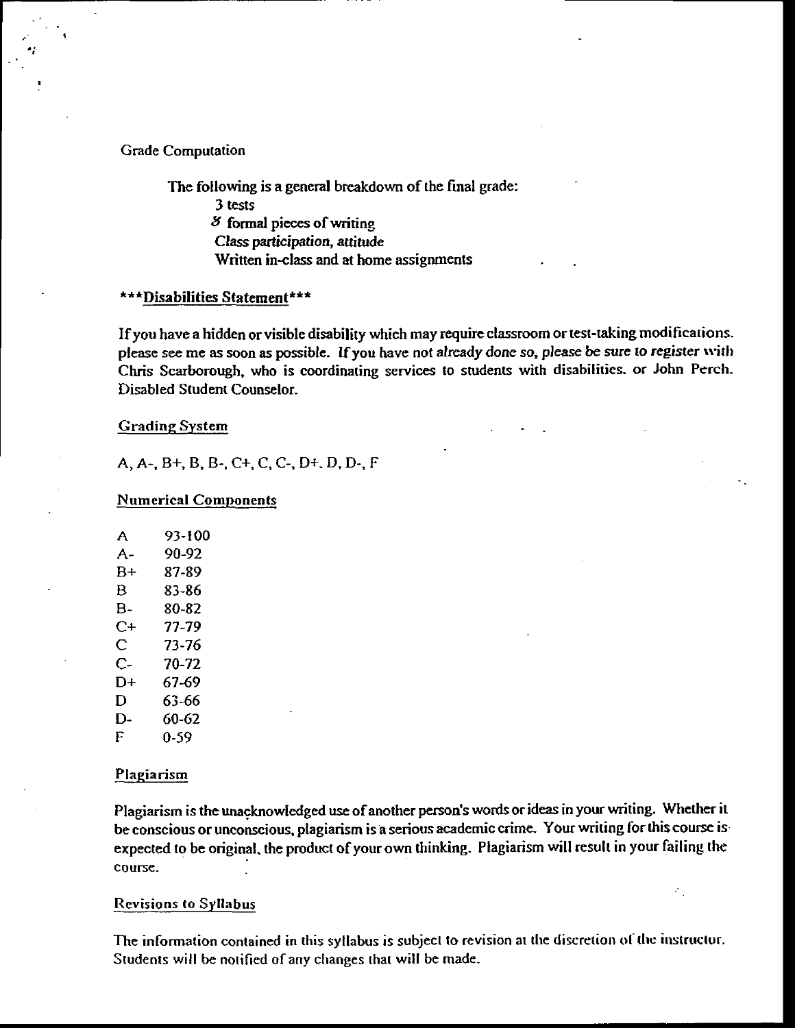Grade Computation

The following is a general breakdown of the final grade:

- 3 tests
- 8 formal pieces of writing
- *Class participation, attitude*
- Written in-class and at home assignments

***Disabilities Statement***

If you have a hidden or visible disability which may require classroom or test-taking modifications. please see me as soon as possible. *If you have not already done so, please be sure to register* with Chris Scarborough, who is coordinating services to students with disabilities. or John Perch. Disabled Student Counselor.

Grading System

A, A-, B+, B, B-, C+, C, C-, D+. D, D-, F

Numerical Components

| | |
|---|---|
| A | 93-100 |
| A- | 90-92 |
| B+ | 87-89 |
| B | 83-86 |
| B- | 80-82 |
| C+ | 77-79 |
| C | 73-76 |
| C- | 70-72 |
| D+ | 67-69 |
| D | 63-66 |
| D- | 60-62 |
| F | 0-59 |

Plagiarism

Plagiarism is the unacknowledged use of another person's words or ideas in your writing. Whether it be conscious or unconscious, plagiarism is a serious academic crime. Your writing for this course is expected to be original, the product of your own thinking. Plagiarism will result in your failing the course.

Revisions to Syllabus

The information contained in this syllabus is subject to revision at the discretion of the instructor. Students will be notified of any changes that will be made.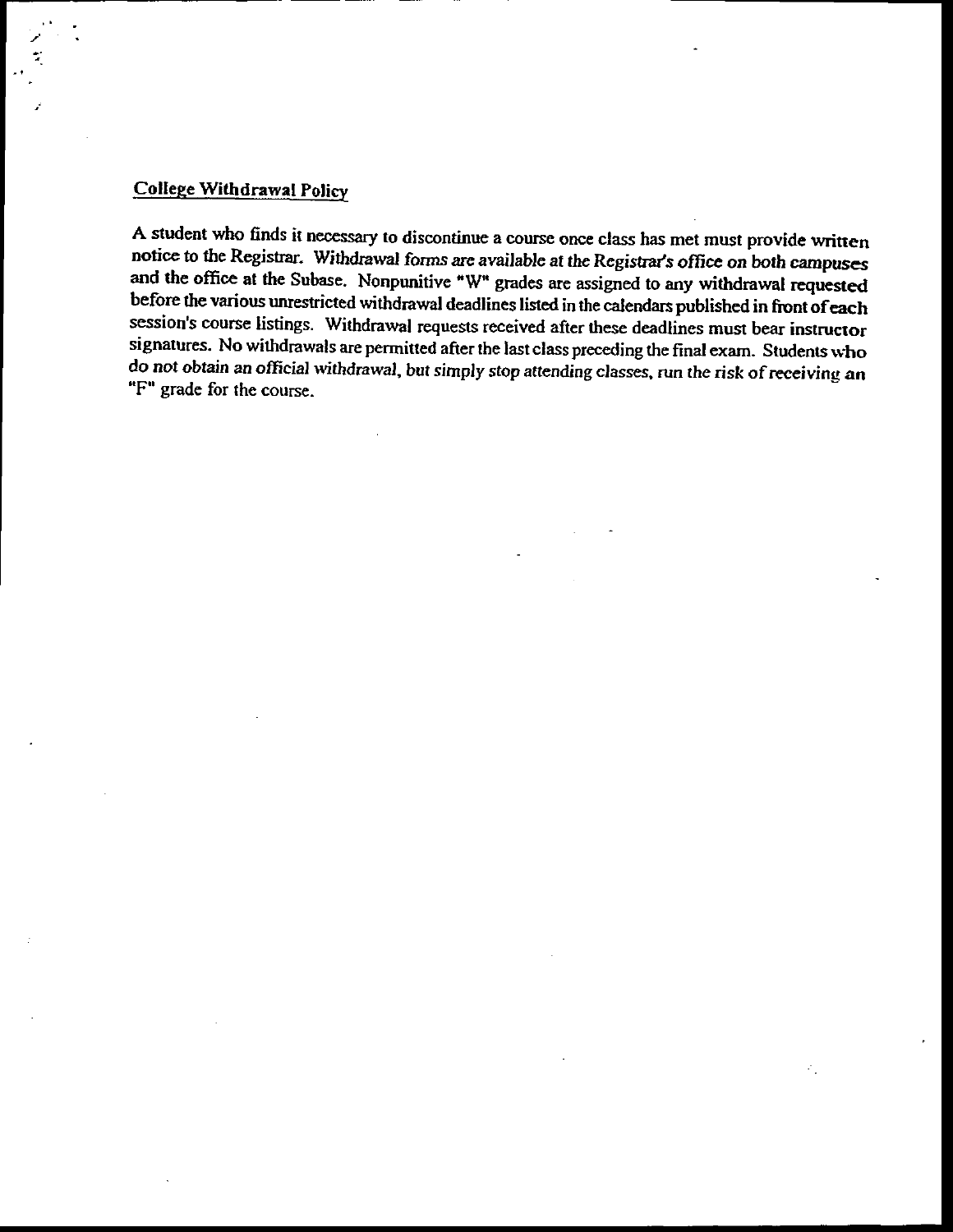## College Withdrawal Policy

A student who finds it necessary to discontinue a course once class has met must provide written notice to the Registrar. *Withdrawal forms are available at the Registrar's office on both campuses* and the office at the Subase. Nonpunitive "W" grades are assigned to any withdrawal requested before the various unrestricted withdrawal deadlines listed in the calendars published in front of each session's course listings. Withdrawal requests received after these deadlines must bear instructor signatures. No withdrawals are permitted after the last class preceding the final exam. Students who *do not obtain an official withdrawal, but simply stop attending classes, run the risk of receiving an* "F" grade for the course.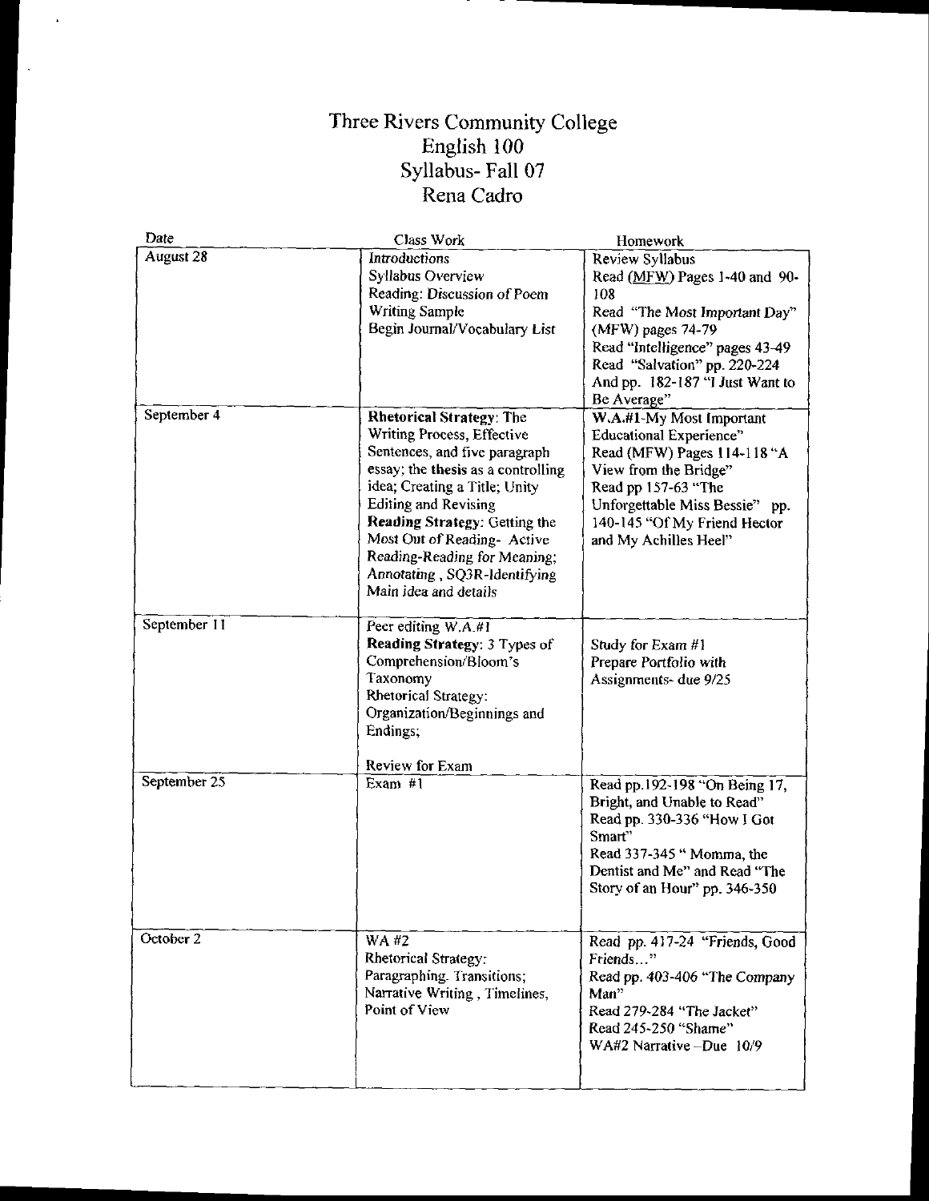# Three Rivers Community College
# English 100
# Syllabus- Fall 07
# Rena Cadro

| Date | Class Work | Homework |
|---|---|---|
| August 28 | *Introductions*<br>Syllabus Overview<br>Reading: Discussion of Poem<br>Writing Sample<br>Begin Journal/Vocabulary List | Review Syllabus<br>Read (MFW) Pages 1-40 and 90-108<br>Read "The Most Important Day" (MFW) pages 74-79<br>Read "Intelligence" pages 43-49<br>Read "Salvation" pp. 220-224<br>And pp. 182-187 "I Just Want to Be Average" |
| September 4 | **Rhetorical Strategy**: The Writing Process, Effective Sentences, and five paragraph essay; the **thesis** as a controlling idea; Creating a Title; Unity Editing and Revising<br>**Reading Strategy**: Getting the Most Out of Reading- Active Reading-Reading for Meaning; *Annotating*, SQ3R-Identifying Main idea and details | W.A.#1-My Most Important Educational Experience"<br>Read (MFW) Pages 114-118 "A View from the Bridge"<br>Read pp 157-63 "The Unforgettable Miss Bessie" pp. 140-145 "Of My Friend Hector and My Achilles Heel" |
| September 11 | Peer editing W.A.#1<br>**Reading Strategy**: 3 Types of Comprehension/Bloom's Taxonomy<br>Rhetorical Strategy: Organization/Beginnings and Endings;<br><br>Review for Exam | Study for Exam #1<br>Prepare Portfolio with Assignments- due 9/25 |
| September 25 | Exam #1 | Read pp.192-198 "On Being 17, Bright, and Unable to Read"<br>Read pp. 330-336 "How I Got Smart"<br>Read 337-345 " Momma, the Dentist and Me" and Read "The Story of an Hour" pp. 346-350 |
| October 2 | WA #2<br>Rhetorical Strategy: Paragraphing. Transitions; Narrative Writing, Timelines, Point of View | Read pp. 417-24 "Friends, Good Friends..."<br>Read pp. 403-406 "The Company Man"<br>Read 279-284 "The Jacket"<br>Read 245-250 "Shame"<br>WA#2 Narrative –Due 10/9 |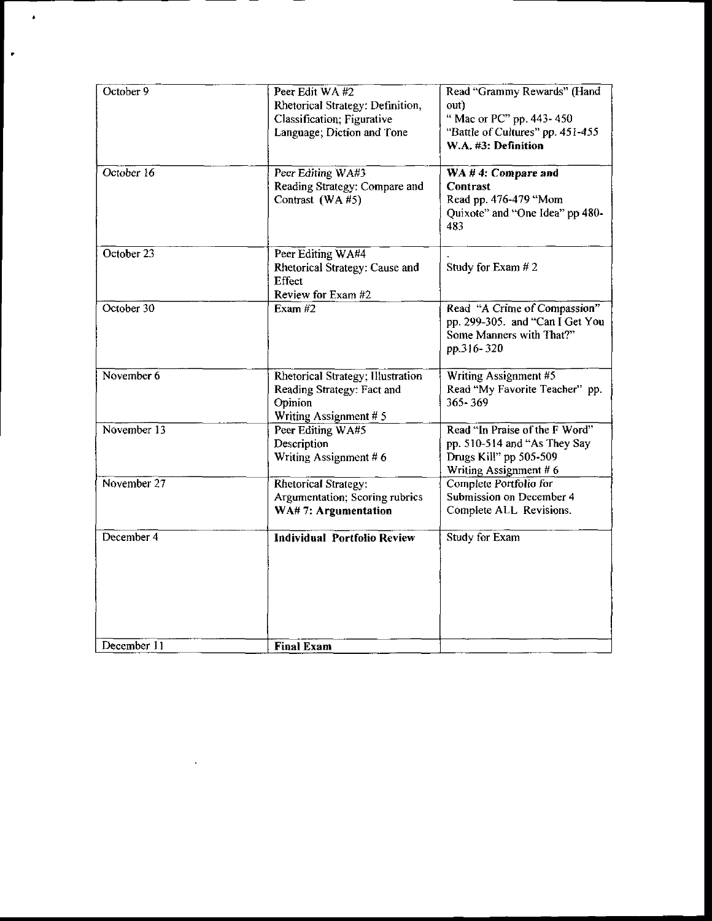| | | |
|---|---|---|
| October 9 | Peer Edit WA #2<br>Rhetorical Strategy: Definition, Classification; Figurative Language; Diction and Tone | Read "Grammy Rewards" (Hand out)<br>" Mac or PC" pp. 443- 450<br>"Battle of Cultures" pp. 451-455<br>**W.A. #3: Definition** |
| October 16 | Peer Editing WA#3<br>Reading Strategy: Compare and Contrast (WA #5) | **WA # 4: Compare and Contrast**<br>Read pp. 476-479 "Mom Quixote" and "One Idea" pp 480-483 |
| October 23 | Peer Editing WA#4<br>Rhetorical Strategy: Cause and Effect<br>Review for Exam #2 | .<br>Study for Exam # 2 |
| October 30 | Exam #2 | Read "A Crime of Compassion" pp. 299-305. and "Can I Get You Some Manners with That?" pp.316- 320 |
| November 6 | Rhetorical Strategy; Illustration<br>Reading Strategy: Fact and Opinion<br>Writing Assignment # 5 | Writing Assignment #5<br>Read "My Favorite Teacher" pp. 365- 369 |
| November 13 | Peer Editing WA#5<br>Description<br>Writing Assignment # 6 | Read "In Praise of the F Word" pp. 510-514 and "As They Say Drugs Kill" pp 505-509<br>Writing Assignment # 6 |
| November 27 | Rhetorical Strategy: Argumentation; Scoring rubrics<br>**WA# 7: Argumentation** | Complete Portfolio for Submission on December 4<br>Complete ALL Revisions. |
| December 4 | **Individual Portfolio Review** | Study for Exam |
| December 11 | **Final Exam** | |